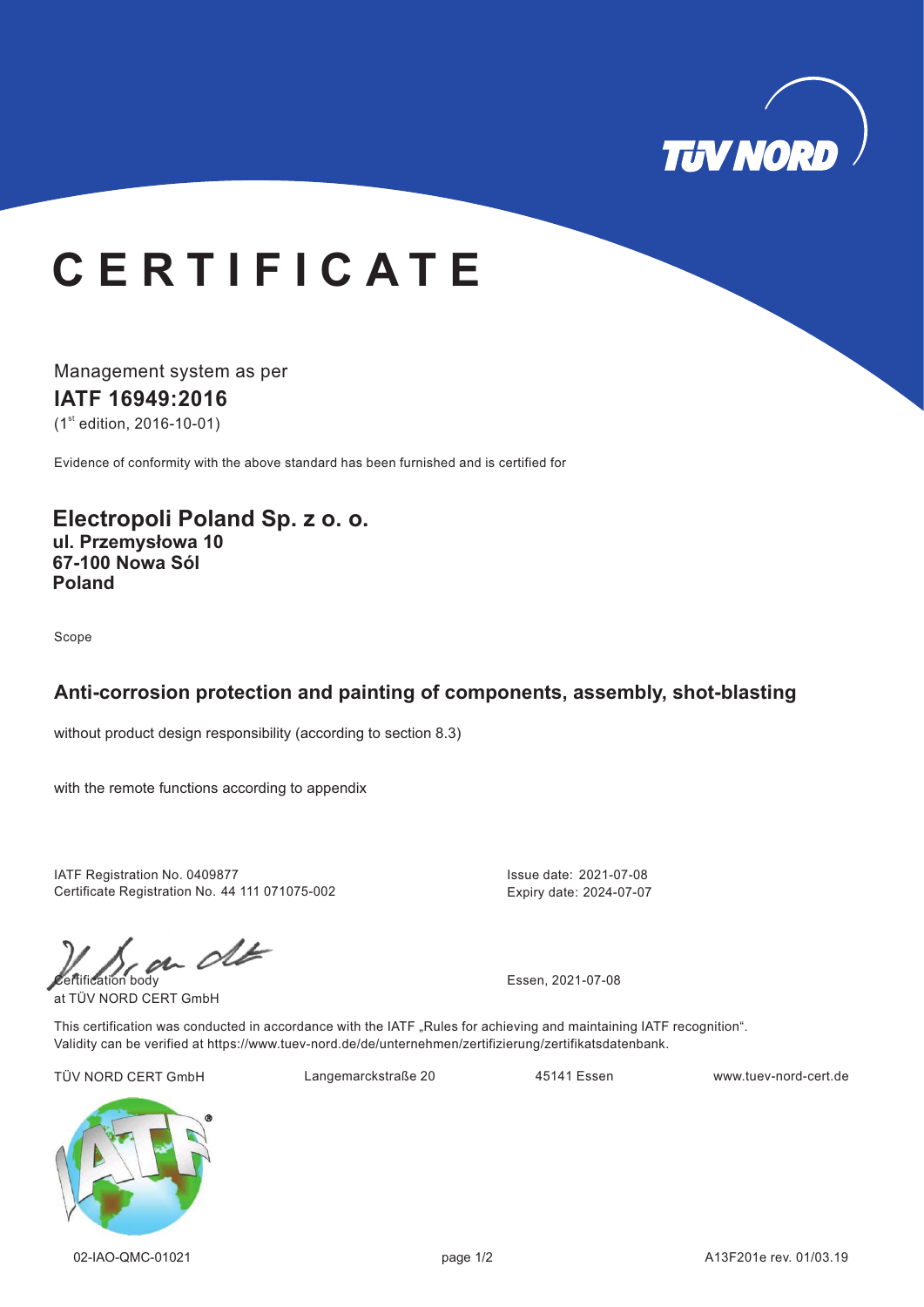# CERTIFICATE

Management system as per

**IATF 16949:2016**

(1st edition, 2016-10-01)

Evidence of conformity with the above standard has been furnished and is certified for

## Electropoli Poland Sp. z o. o.

**ul. Przemysłowa 10**
**67-100 Nowa Sól**
**Poland**

Scope

### Anti-corrosion protection and painting of components, assembly, shot-blasting

without product design responsibility (according to section 8.3)

with the remote functions according to appendix

IATF Registration No. 0409877
Certificate Registration No. 44 111 071075-002

Issue date: 2021-07-08
Expiry date: 2024-07-07

Certification body
at TÜV NORD CERT GmbH

Essen, 2021-07-08

This certification was conducted in accordance with the IATF „Rules for achieving and maintaining IATF recognition".
Validity can be verified at https://www.tuev-nord.de/de/unternehmen/zertifizierung/zertifikatsdatenbank.

TÜV NORD CERT GmbH    Langemarckstraße 20    45141 Essen    www.tuev-nord-cert.de

02-IAO-QMC-01021    A13F201e rev. 01/03.19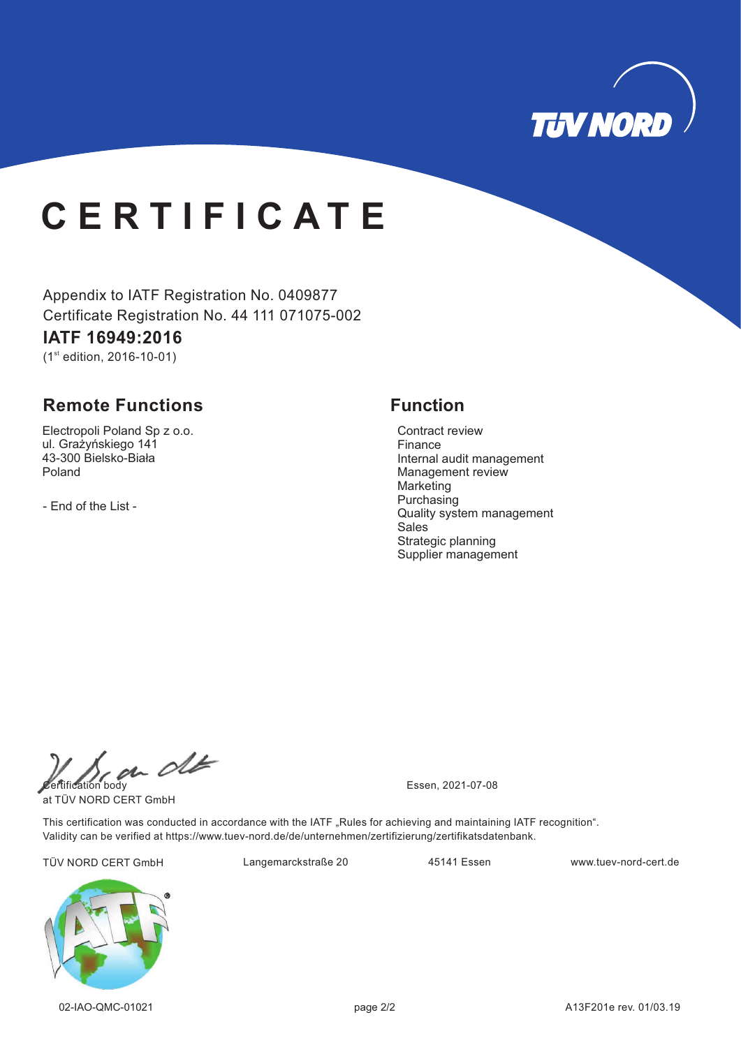# CERTIFICATE

Appendix to IATF Registration No. 0409877
Certificate Registration No. 44 111 071075-002

**IATF 16949:2016**
(1st edition, 2016-10-01)

## Remote Functions

Electropoli Poland Sp z o.o.
ul. Grażyńskiego 141
43-300 Bielsko-Biała
Poland

- End of the List -

## Function

Contract review
Finance
Internal audit management
Management review
Marketing
Purchasing
Quality system management
Sales
Strategic planning
Supplier management

Certification body
at TÜV NORD CERT GmbH

Essen, 2021-07-08

This certification was conducted in accordance with the IATF „Rules for achieving and maintaining IATF recognition".
Validity can be verified at https://www.tuev-nord.de/de/unternehmen/zertifizierung/zertifikatsdatenbank.

TÜV NORD CERT GmbH Langemarckstraße 20 45141 Essen www.tuev-nord-cert.de

02-IAO-QMC-01021 A13F201e rev. 01/03.19